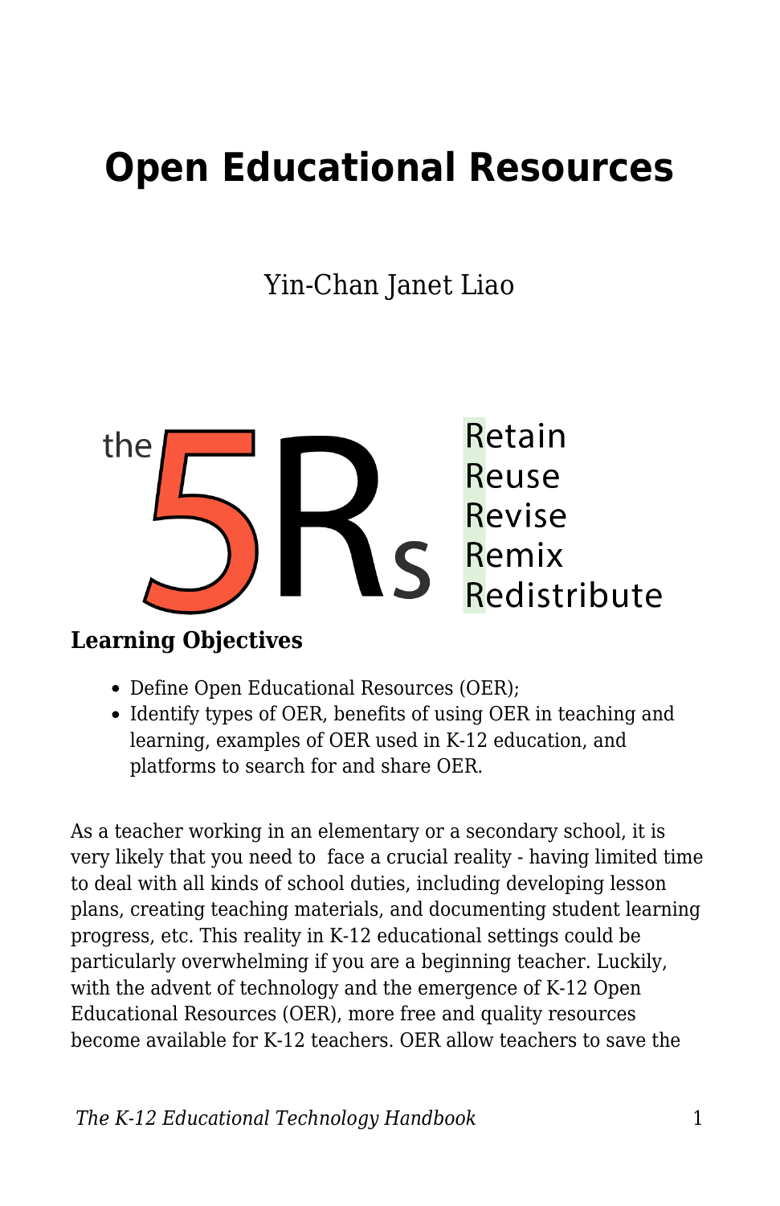# Open Educational Resources

Yin-Chan Janet Liao

the 5Rs
Retain
Reuse
Revise
Remix
Redistribute

**Learning Objectives**

- Define Open Educational Resources (OER);
- Identify types of OER, benefits of using OER in teaching and learning, examples of OER used in K-12 education, and platforms to search for and share OER.

As a teacher working in an elementary or a secondary school, it is very likely that you need to face a crucial reality - having limited time to deal with all kinds of school duties, including developing lesson plans, creating teaching materials, and documenting student learning progress, etc. This reality in K-12 educational settings could be particularly overwhelming if you are a beginning teacher. Luckily, with the advent of technology and the emergence of K-12 Open Educational Resources (OER), more free and quality resources become available for K-12 teachers. OER allow teachers to save the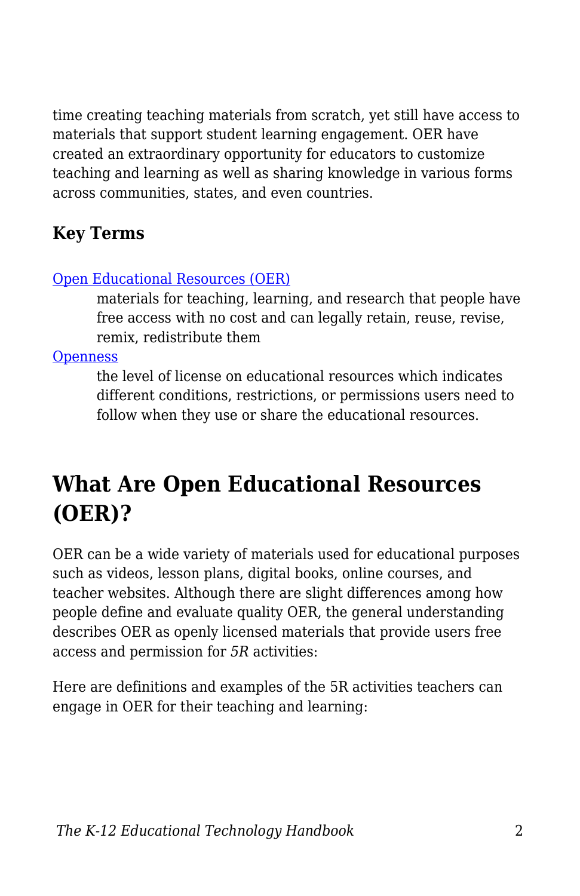time creating teaching materials from scratch, yet still have access to materials that support student learning engagement. OER have created an extraordinary opportunity for educators to customize teaching and learning as well as sharing knowledge in various forms across communities, states, and even countries.

### Key Terms

[Open Educational Resources (OER)]
: materials for teaching, learning, and research that people have free access with no cost and can legally retain, reuse, revise, remix, redistribute them

[Openness]
: the level of license on educational resources which indicates different conditions, restrictions, or permissions users need to follow when they use or share the educational resources.

## What Are Open Educational Resources (OER)?

OER can be a wide variety of materials used for educational purposes such as videos, lesson plans, digital books, online courses, and teacher websites. Although there are slight differences among how people define and evaluate quality OER, the general understanding describes OER as openly licensed materials that provide users free access and permission for *5R* activities:

Here are definitions and examples of the 5R activities teachers can engage in OER for their teaching and learning: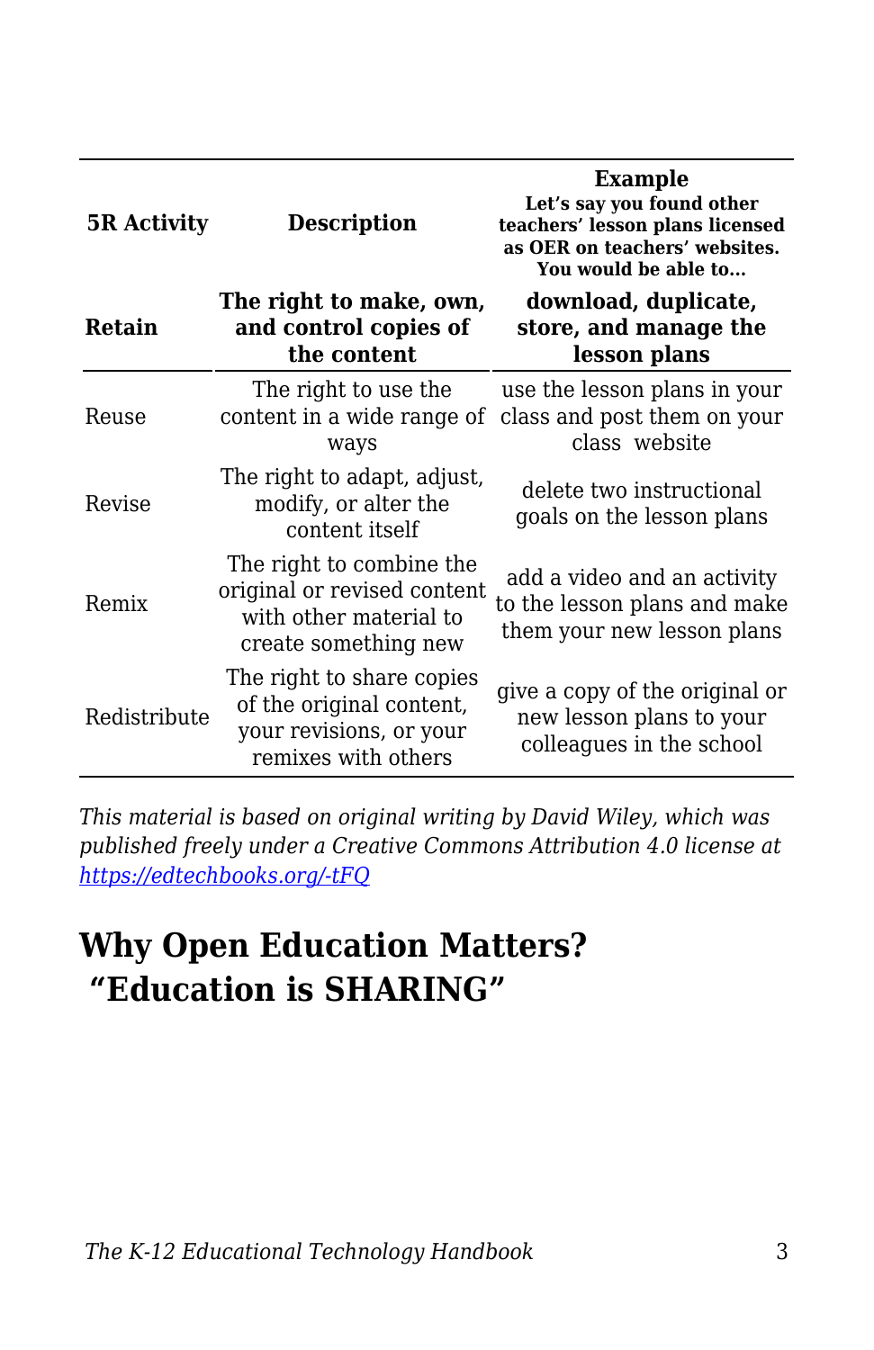| 5R Activity | Description | **Example** Let's say you found other teachers' lesson plans licensed as OER on teachers' websites. You would be able to… |
|---|---|---|
| **Retain** | **The right to make, own, and control copies of the content** | **download, duplicate, store, and manage the lesson plans** |
| Reuse | The right to use the content in a wide range of ways | use the lesson plans in your class and post them on your class website |
| Revise | The right to adapt, adjust, modify, or alter the content itself | delete two instructional goals on the lesson plans |
| Remix | The right to combine the original or revised content with other material to create something new | add a video and an activity to the lesson plans and make them your new lesson plans |
| Redistribute | The right to share copies of the original content, your revisions, or your remixes with others | give a copy of the original or new lesson plans to your colleagues in the school |

*This material is based on original writing by David Wiley, which was published freely under a Creative Commons Attribution 4.0 license at [https://edtechbooks.org/-tFQ](https://edtechbooks.org/-tFQ)*

## Why Open Education Matters? "Education is SHARING"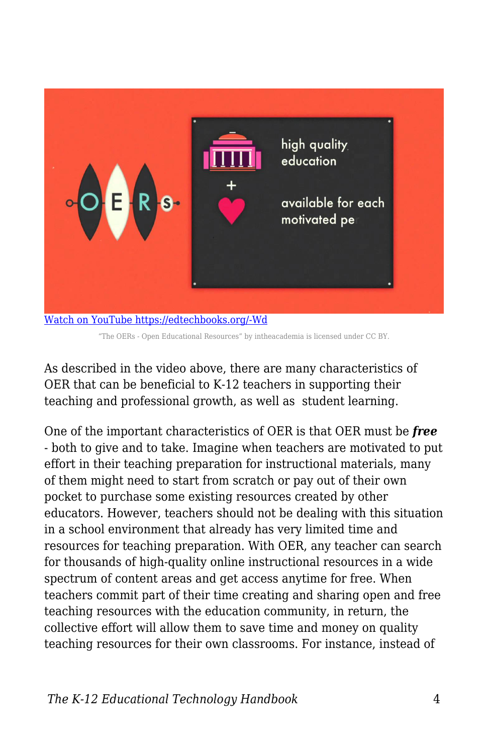[Watch on YouTube https://edtechbooks.org/-Wd](https://edtechbooks.org/-Wd)

"The OERs - Open Educational Resources" by intheacademia is licensed under CC BY.

As described in the video above, there are many characteristics of OER that can be beneficial to K-12 teachers in supporting their teaching and professional growth, as well as student learning.

One of the important characteristics of OER is that OER must be ***free*** - both to give and to take. Imagine when teachers are motivated to put effort in their teaching preparation for instructional materials, many of them might need to start from scratch or pay out of their own pocket to purchase some existing resources created by other educators. However, teachers should not be dealing with this situation in a school environment that already has very limited time and resources for teaching preparation. With OER, any teacher can search for thousands of high-quality online instructional resources in a wide spectrum of content areas and get access anytime for free. When teachers commit part of their time creating and sharing open and free teaching resources with the education community, in return, the collective effort will allow them to save time and money on quality teaching resources for their own classrooms. For instance, instead of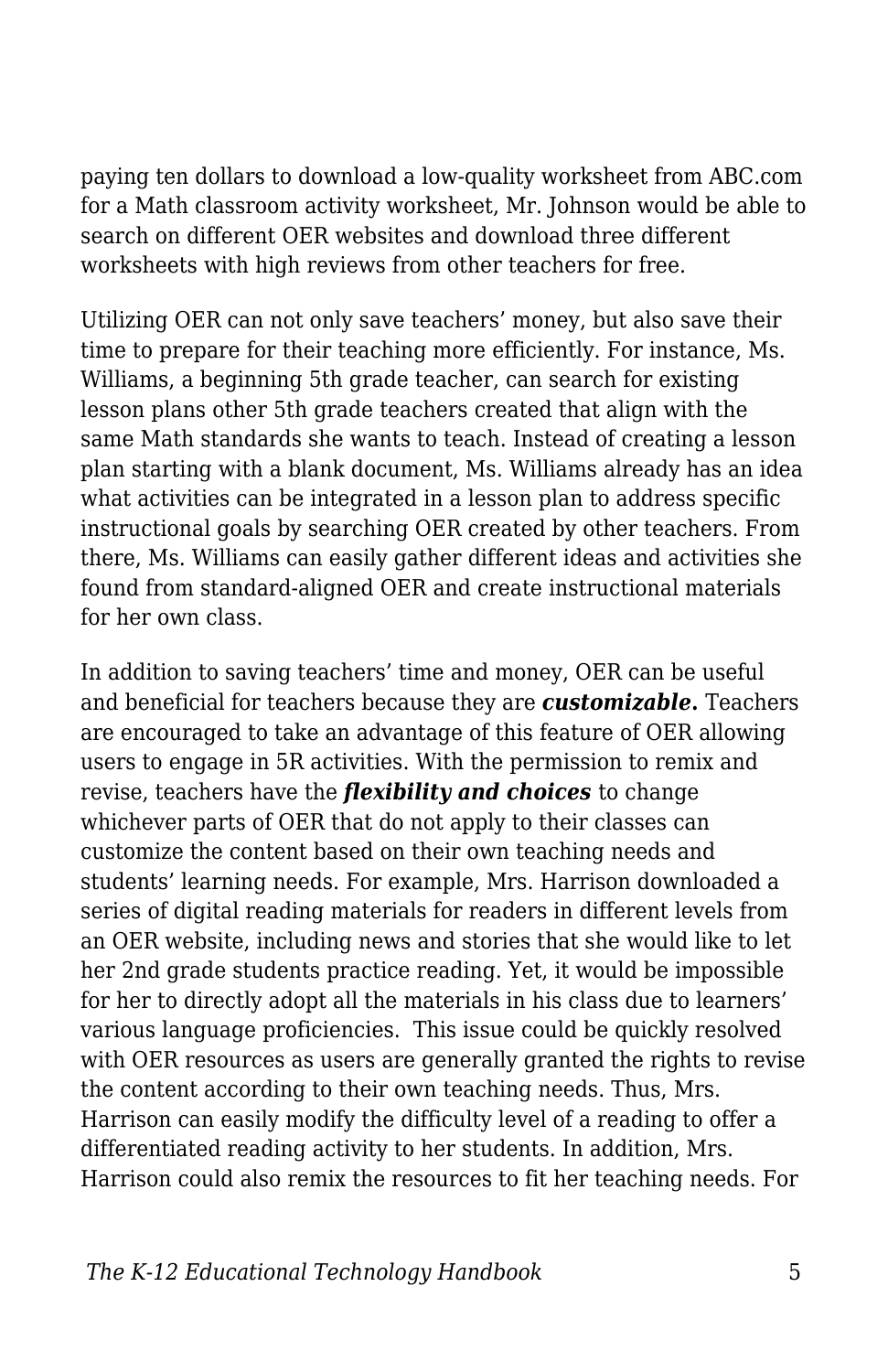paying ten dollars to download a low-quality worksheet from ABC.com for a Math classroom activity worksheet, Mr. Johnson would be able to search on different OER websites and download three different worksheets with high reviews from other teachers for free.

Utilizing OER can not only save teachers' money, but also save their time to prepare for their teaching more efficiently. For instance, Ms. Williams, a beginning 5th grade teacher, can search for existing lesson plans other 5th grade teachers created that align with the same Math standards she wants to teach. Instead of creating a lesson plan starting with a blank document, Ms. Williams already has an idea what activities can be integrated in a lesson plan to address specific instructional goals by searching OER created by other teachers. From there, Ms. Williams can easily gather different ideas and activities she found from standard-aligned OER and create instructional materials for her own class.

In addition to saving teachers' time and money, OER can be useful and beneficial for teachers because they are ***customizable.*** Teachers are encouraged to take an advantage of this feature of OER allowing users to engage in 5R activities. With the permission to remix and revise, teachers have the ***flexibility and choices*** to change whichever parts of OER that do not apply to their classes can customize the content based on their own teaching needs and students' learning needs. For example, Mrs. Harrison downloaded a series of digital reading materials for readers in different levels from an OER website, including news and stories that she would like to let her 2nd grade students practice reading. Yet, it would be impossible for her to directly adopt all the materials in his class due to learners' various language proficiencies. This issue could be quickly resolved with OER resources as users are generally granted the rights to revise the content according to their own teaching needs. Thus, Mrs. Harrison can easily modify the difficulty level of a reading to offer a differentiated reading activity to her students. In addition, Mrs. Harrison could also remix the resources to fit her teaching needs. For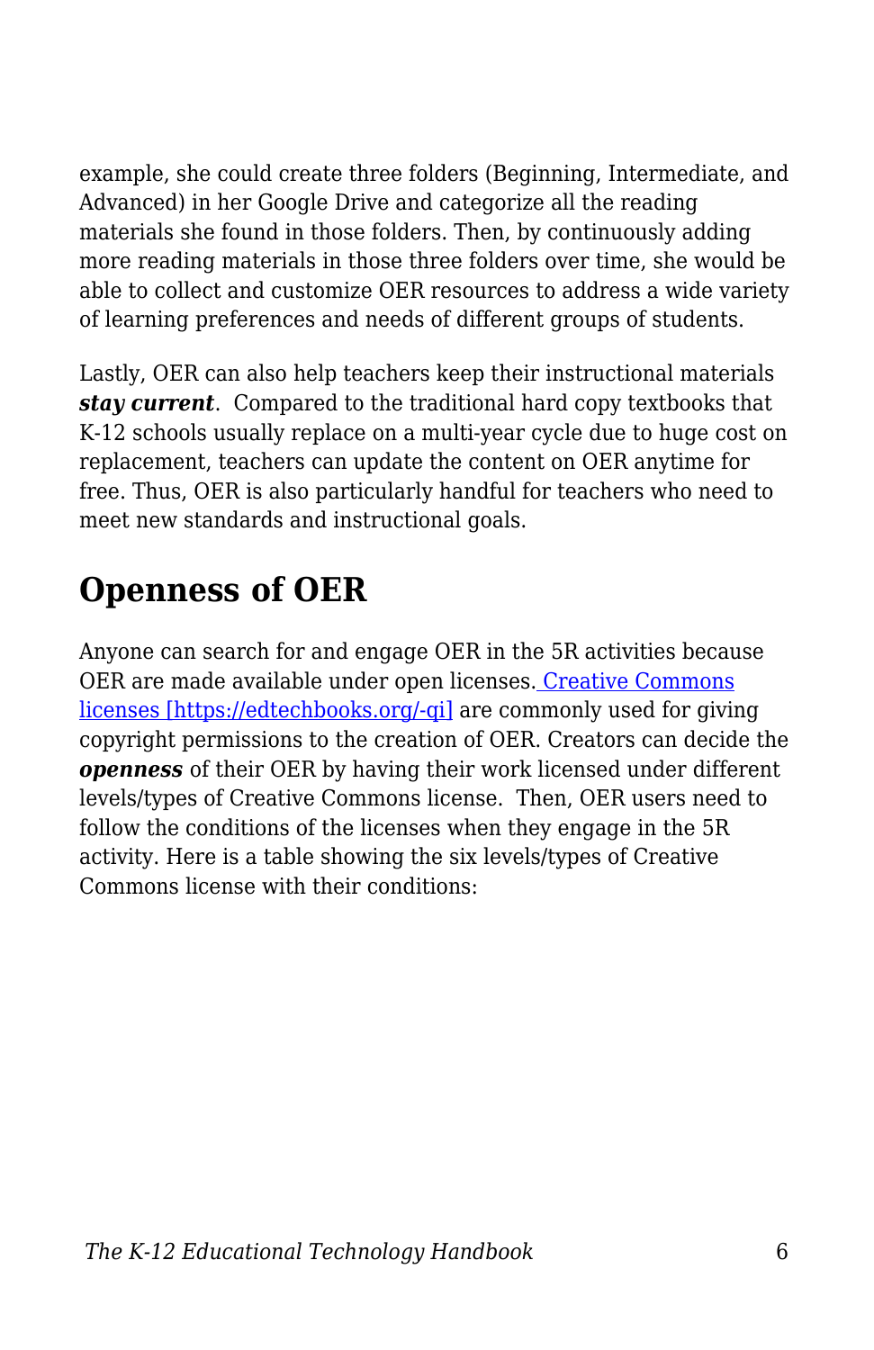example, she could create three folders (Beginning, Intermediate, and Advanced) in her Google Drive and categorize all the reading materials she found in those folders. Then, by continuously adding more reading materials in those three folders over time, she would be able to collect and customize OER resources to address a wide variety of learning preferences and needs of different groups of students.

Lastly, OER can also help teachers keep their instructional materials ***stay current***. Compared to the traditional hard copy textbooks that K-12 schools usually replace on a multi-year cycle due to huge cost on replacement, teachers can update the content on OER anytime for free. Thus, OER is also particularly handful for teachers who need to meet new standards and instructional goals.

## Openness of OER

Anyone can search for and engage OER in the 5R activities because OER are made available under open licenses. [Creative Commons licenses [https://edtechbooks.org/-qi]](https://edtechbooks.org/-qi) are commonly used for giving copyright permissions to the creation of OER. Creators can decide the ***openness*** of their OER by having their work licensed under different levels/types of Creative Commons license. Then, OER users need to follow the conditions of the licenses when they engage in the 5R activity. Here is a table showing the six levels/types of Creative Commons license with their conditions: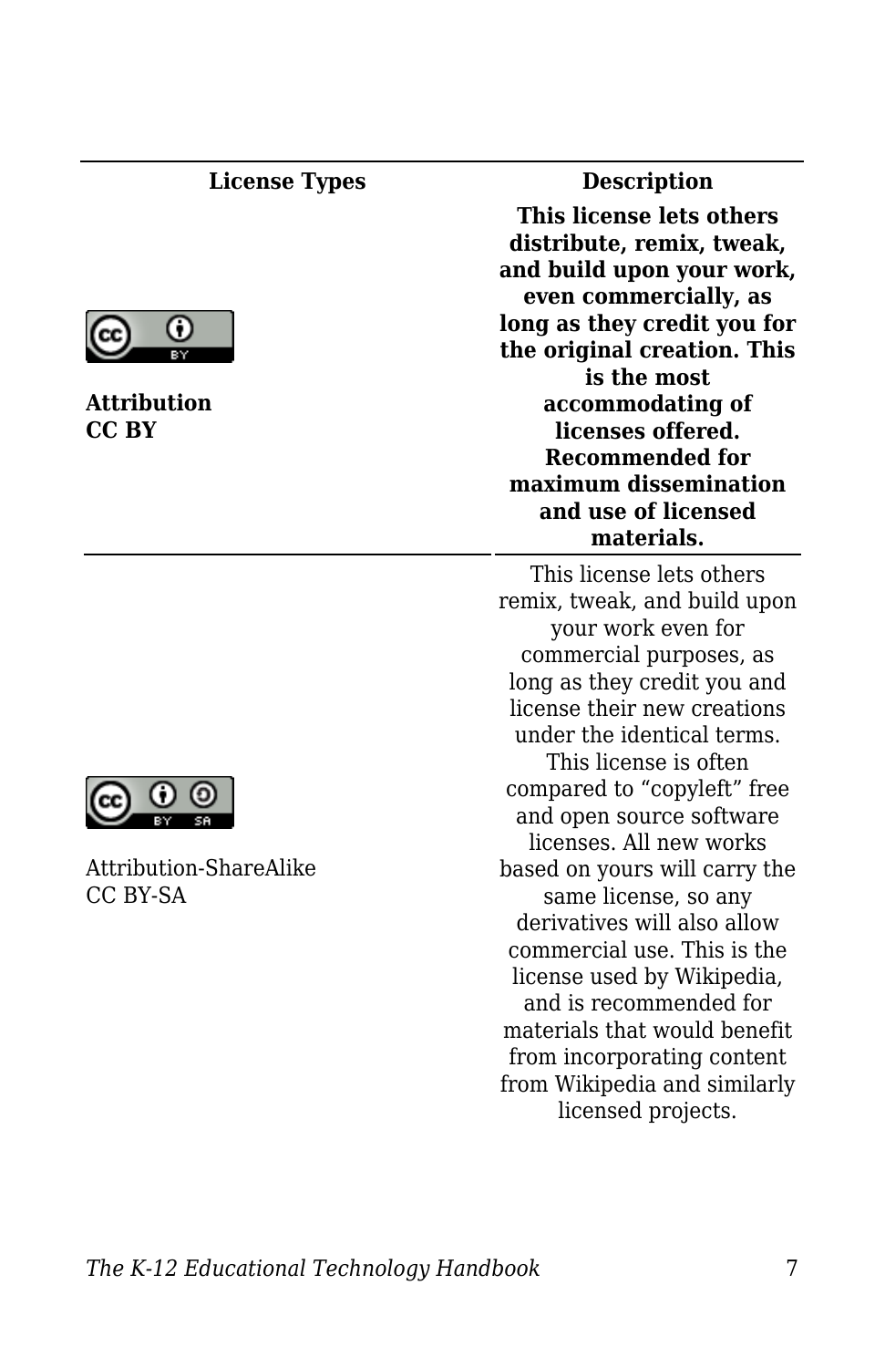| License Types | Description |
| --- | --- |
| **Attribution CC BY** | **This license lets others distribute, remix, tweak, and build upon your work, even commercially, as long as they credit you for the original creation. This is the most accommodating of licenses offered. Recommended for maximum dissemination and use of licensed materials.** |
| Attribution-ShareAlike CC BY-SA | This license lets others remix, tweak, and build upon your work even for commercial purposes, as long as they credit you and license their new creations under the identical terms. This license is often compared to "copyleft" free and open source software licenses. All new works based on yours will carry the same license, so any derivatives will also allow commercial use. This is the license used by Wikipedia, and is recommended for materials that would benefit from incorporating content from Wikipedia and similarly licensed projects. |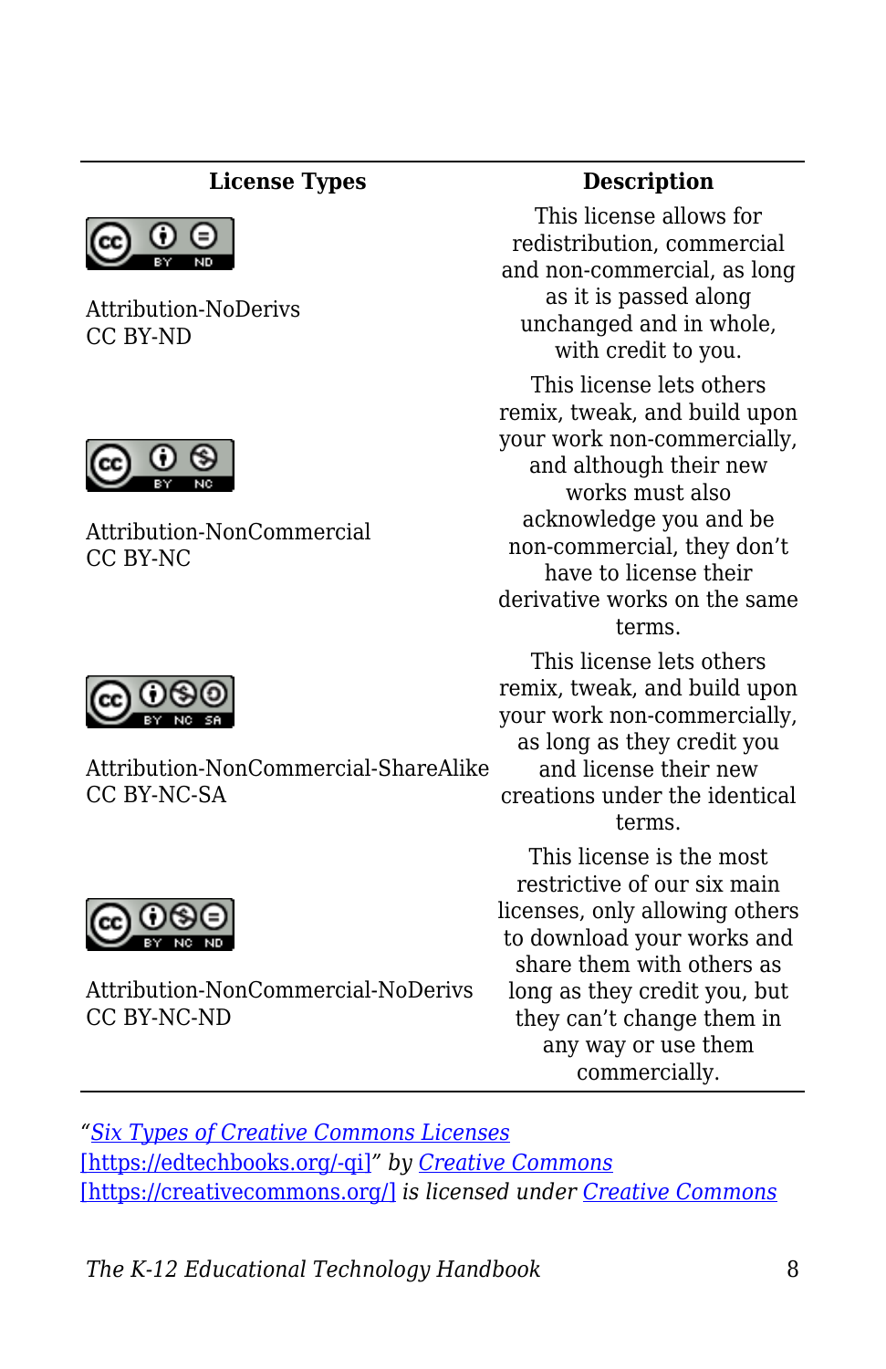| License Types | Description |
|---|---|
| Attribution-NoDerivs CC BY-ND | This license allows for redistribution, commercial and non-commercial, as long as it is passed along unchanged and in whole, with credit to you. |
| Attribution-NonCommercial CC BY-NC | This license lets others remix, tweak, and build upon your work non-commercially, and although their new works must also acknowledge you and be non-commercial, they don't have to license their derivative works on the same terms. |
| Attribution-NonCommercial-ShareAlike CC BY-NC-SA | This license lets others remix, tweak, and build upon your work non-commercially, as long as they credit you and license their new creations under the identical terms. |
| Attribution-NonCommercial-NoDerivs CC BY-NC-ND | This license is the most restrictive of our six main licenses, only allowing others to download your works and share them with others as long as they credit you, but they can't change them in any way or use them commercially. |

*"Six Types of Creative Commons Licenses [https://edtechbooks.org/-qi]" by Creative Commons [https://creativecommons.org/] is licensed under Creative Commons*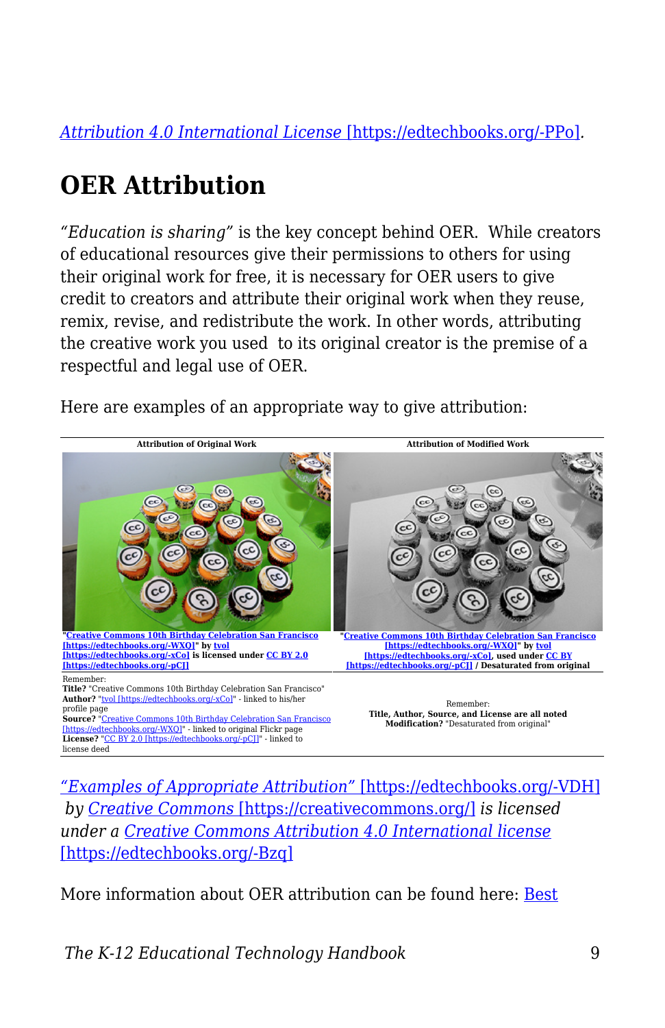*Attribution 4.0 International License* [https://edtechbooks.org/-PPo].

## OER Attribution

*"Education is sharing"* is the key concept behind OER.  While creators of educational resources give their permissions to others for using their original work for free, it is necessary for OER users to give credit to creators and attribute their original work when they reuse, remix, revise, and redistribute the work. In other words, attributing the creative work you used  to its original creator is the premise of a respectful and legal use of OER.

Here are examples of an appropriate way to give attribution:

| Attribution of Original Work | Attribution of Modified Work |
| --- | --- |
| **"Creative Commons 10th Birthday Celebration San Francisco [https://edtechbooks.org/-WXQ]" by tvol [https://edtechbooks.org/-xCo] is licensed under CC BY 2.0 [https://edtechbooks.org/-pCJ]** | **"Creative Commons 10th Birthday Celebration San Francisco [https://edtechbooks.org/-WXQ]" by tvol [https://edtechbooks.org/-xCo], used under CC BY [https://edtechbooks.org/-pCJ] / Desaturated from original** |
| Remember:<br>**Title?** "Creative Commons 10th Birthday Celebration San Francisco"<br>**Author?** "tvol [https://edtechbooks.org/-xCo]" - linked to his/her profile page<br>**Source?** "Creative Commons 10th Birthday Celebration San Francisco [https://edtechbooks.org/-WXQ]" - linked to original Flickr page<br>**License?** "CC BY 2.0 [https://edtechbooks.org/-pCJ]" - linked to license deed | Remember:<br>**Title, Author, Source, and License are all noted**<br>**Modification?** "Desaturated from original" |

*"Examples of Appropriate Attribution"* [https://edtechbooks.org/-VDH] *by Creative Commons* [https://creativecommons.org/] *is licensed under a Creative Commons Attribution 4.0 International license* [https://edtechbooks.org/-Bzq]

More information about OER attribution can be found here: Best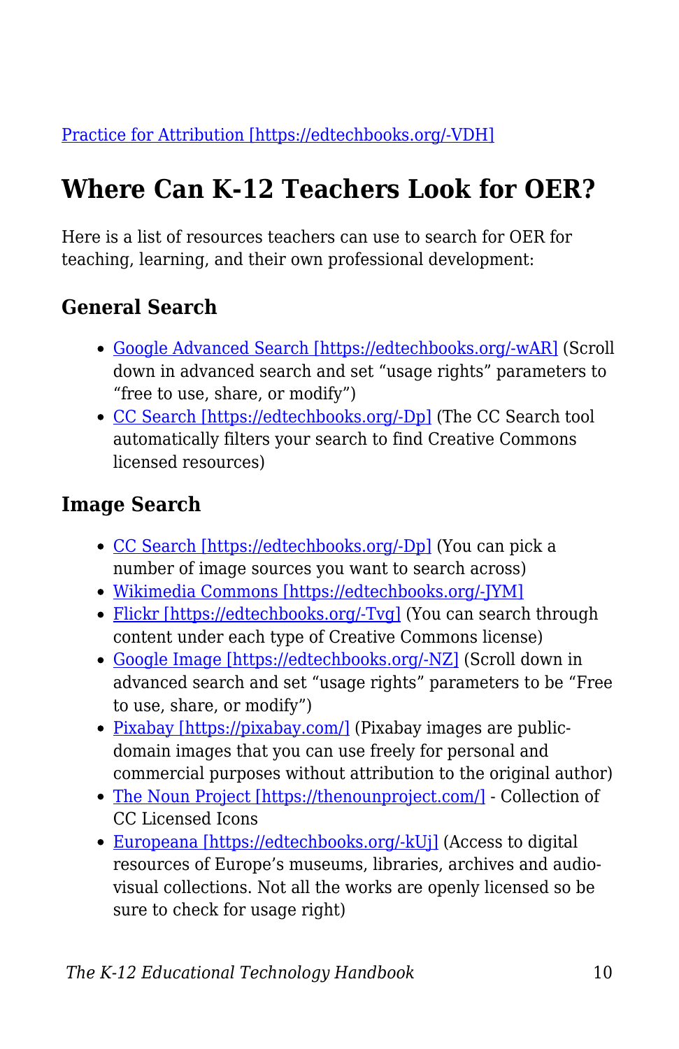[Practice for Attribution [https://edtechbooks.org/-VDH]](https://edtechbooks.org/-VDH)

## Where Can K-12 Teachers Look for OER?

Here is a list of resources teachers can use to search for OER for teaching, learning, and their own professional development:

### General Search

- [Google Advanced Search [https://edtechbooks.org/-wAR]](https://edtechbooks.org/-wAR) (Scroll down in advanced search and set "usage rights" parameters to "free to use, share, or modify")
- [CC Search [https://edtechbooks.org/-Dp]](https://edtechbooks.org/-Dp) (The CC Search tool automatically filters your search to find Creative Commons licensed resources)

### Image Search

- [CC Search [https://edtechbooks.org/-Dp]](https://edtechbooks.org/-Dp) (You can pick a number of image sources you want to search across)
- [Wikimedia Commons [https://edtechbooks.org/-JYM]](https://edtechbooks.org/-JYM)
- [Flickr [https://edtechbooks.org/-Tvg]](https://edtechbooks.org/-Tvg) (You can search through content under each type of Creative Commons license)
- [Google Image [https://edtechbooks.org/-NZ]](https://edtechbooks.org/-NZ) (Scroll down in advanced search and set "usage rights" parameters to be "Free to use, share, or modify")
- [Pixabay [https://pixabay.com/]](https://pixabay.com/) (Pixabay images are public-domain images that you can use freely for personal and commercial purposes without attribution to the original author)
- [The Noun Project [https://thenounproject.com/]](https://thenounproject.com/) - Collection of CC Licensed Icons
- [Europeana [https://edtechbooks.org/-kUj]](https://edtechbooks.org/-kUj) (Access to digital resources of Europe's museums, libraries, archives and audio-visual collections. Not all the works are openly licensed so be sure to check for usage right)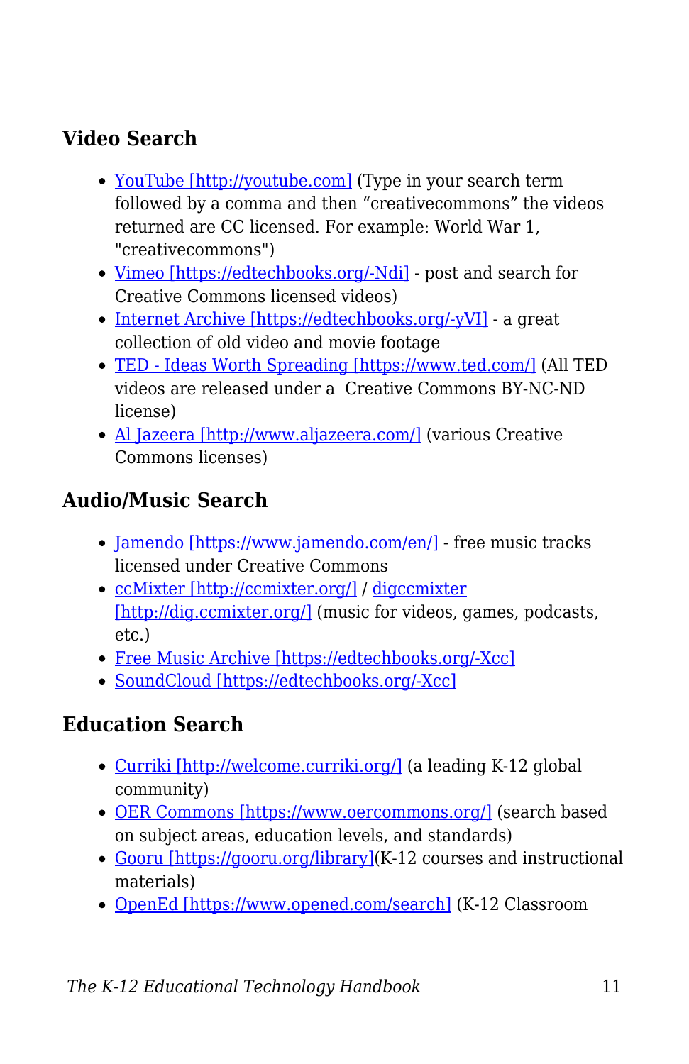### Video Search

- YouTube [http://youtube.com] (Type in your search term followed by a comma and then "creativecommons" the videos returned are CC licensed. For example: World War 1, "creativecommons")
- Vimeo [https://edtechbooks.org/-Ndi] - post and search for Creative Commons licensed videos)
- Internet Archive [https://edtechbooks.org/-yVI] - a great collection of old video and movie footage
- TED - Ideas Worth Spreading [https://www.ted.com/] (All TED videos are released under a Creative Commons BY-NC-ND license)
- Al Jazeera [http://www.aljazeera.com/] (various Creative Commons licenses)

### Audio/Music Search

- Jamendo [https://www.jamendo.com/en/] - free music tracks licensed under Creative Commons
- ccMixter [http://ccmixter.org/] / digccmixter [http://dig.ccmixter.org/] (music for videos, games, podcasts, etc.)
- Free Music Archive [https://edtechbooks.org/-Xcc]
- SoundCloud [https://edtechbooks.org/-Xcc]

### Education Search

- Curriki [http://welcome.curriki.org/] (a leading K-12 global community)
- OER Commons [https://www.oercommons.org/] (search based on subject areas, education levels, and standards)
- Gooru [https://gooru.org/library](K-12 courses and instructional materials)
- OpenEd [https://www.opened.com/search] (K-12 Classroom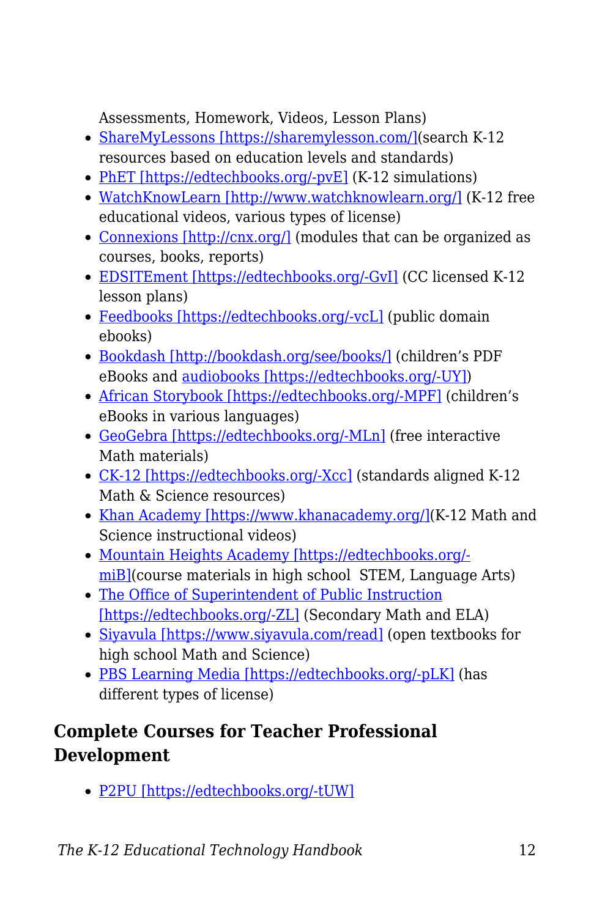Assessments, Homework, Videos, Lesson Plans)

- ShareMyLessons [https://sharemylesson.com/](search K-12 resources based on education levels and standards)
- PhET [https://edtechbooks.org/-pvE] (K-12 simulations)
- WatchKnowLearn [http://www.watchknowlearn.org/] (K-12 free educational videos, various types of license)
- Connexions [http://cnx.org/] (modules that can be organized as courses, books, reports)
- EDSITEment [https://edtechbooks.org/-GvI] (CC licensed K-12 lesson plans)
- Feedbooks [https://edtechbooks.org/-vcL] (public domain ebooks)
- Bookdash [http://bookdash.org/see/books/] (children's PDF eBooks and audiobooks [https://edtechbooks.org/-UY])
- African Storybook [https://edtechbooks.org/-MPF] (children's eBooks in various languages)
- GeoGebra [https://edtechbooks.org/-MLn] (free interactive Math materials)
- CK-12 [https://edtechbooks.org/-Xcc] (standards aligned K-12 Math & Science resources)
- Khan Academy [https://www.khanacademy.org/](K-12 Math and Science instructional videos)
- Mountain Heights Academy [https://edtechbooks.org/-miB](course materials in high school STEM, Language Arts)
- The Office of Superintendent of Public Instruction [https://edtechbooks.org/-ZL] (Secondary Math and ELA)
- Siyavula [https://www.siyavula.com/read] (open textbooks for high school Math and Science)
- PBS Learning Media [https://edtechbooks.org/-pLK] (has different types of license)

### Complete Courses for Teacher Professional Development

- P2PU [https://edtechbooks.org/-tUW]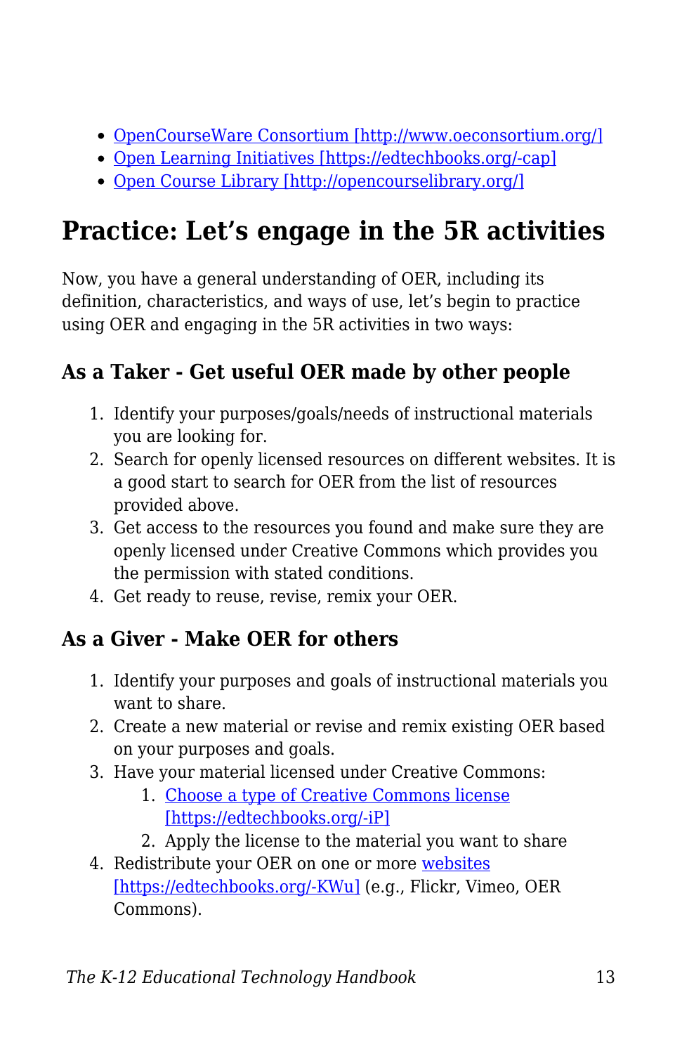- OpenCourseWare Consortium [http://www.oeconsortium.org/]
- Open Learning Initiatives [https://edtechbooks.org/-cap]
- Open Course Library [http://opencourselibrary.org/]

## Practice: Let's engage in the 5R activities

Now, you have a general understanding of OER, including its definition, characteristics, and ways of use, let's begin to practice using OER and engaging in the 5R activities in two ways:

### As a Taker - Get useful OER made by other people

1. Identify your purposes/goals/needs of instructional materials you are looking for.
2. Search for openly licensed resources on different websites. It is a good start to search for OER from the list of resources provided above.
3. Get access to the resources you found and make sure they are openly licensed under Creative Commons which provides you the permission with stated conditions.
4. Get ready to reuse, revise, remix your OER.

### As a Giver - Make OER for others

1. Identify your purposes and goals of instructional materials you want to share.
2. Create a new material or revise and remix existing OER based on your purposes and goals.
3. Have your material licensed under Creative Commons:
    1. Choose a type of Creative Commons license [https://edtechbooks.org/-iP]
    2. Apply the license to the material you want to share
4. Redistribute your OER on one or more websites [https://edtechbooks.org/-KWu] (e.g., Flickr, Vimeo, OER Commons).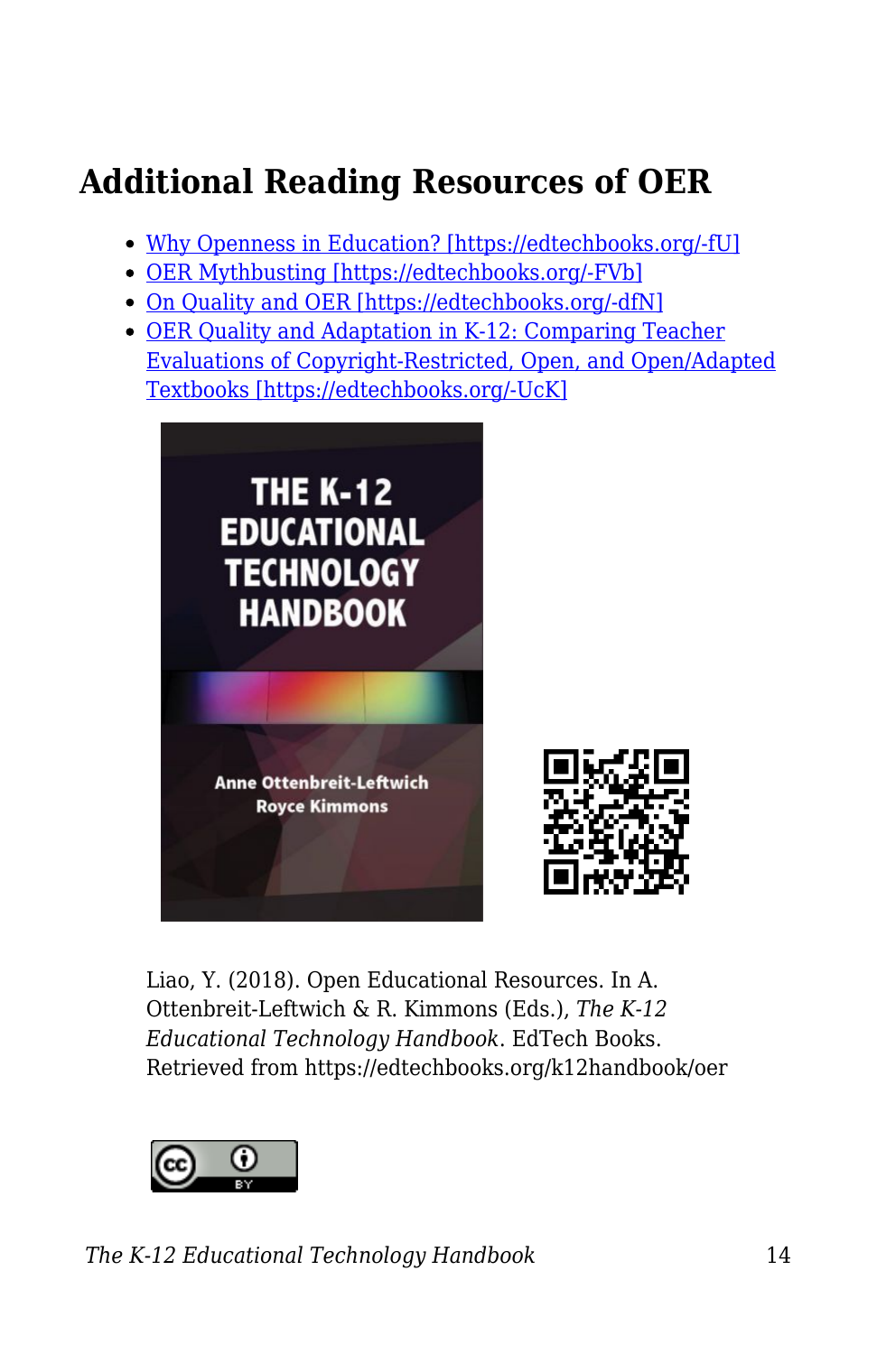## Additional Reading Resources of OER

- Why Openness in Education? [https://edtechbooks.org/-fU]
- OER Mythbusting [https://edtechbooks.org/-FVb]
- On Quality and OER [https://edtechbooks.org/-dfN]
- OER Quality and Adaptation in K-12: Comparing Teacher Evaluations of Copyright-Restricted, Open, and Open/Adapted Textbooks [https://edtechbooks.org/-UcK]

Liao, Y. (2018). Open Educational Resources. In A. Ottenbreit-Leftwich & R. Kimmons (Eds.), *The K-12 Educational Technology Handbook*. EdTech Books. Retrieved from https://edtechbooks.org/k12handbook/oer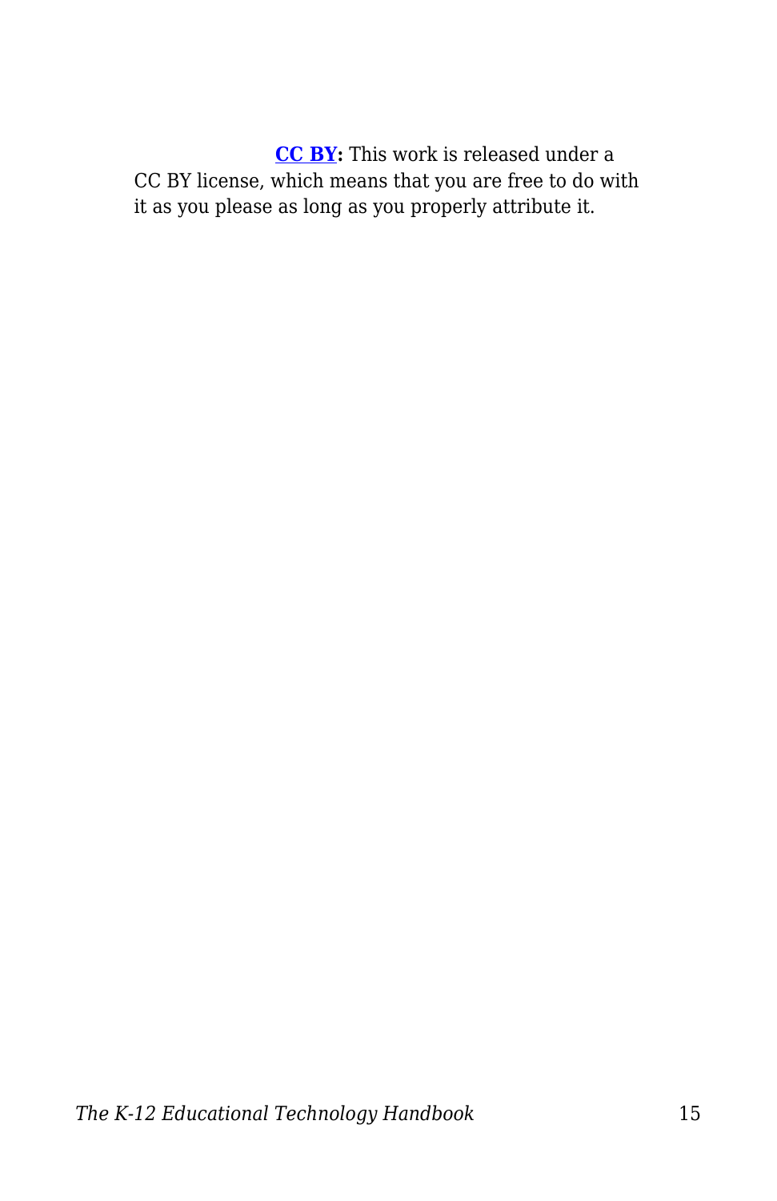**CC BY:** This work is released under a CC BY license, which means that you are free to do with it as you please as long as you properly attribute it.